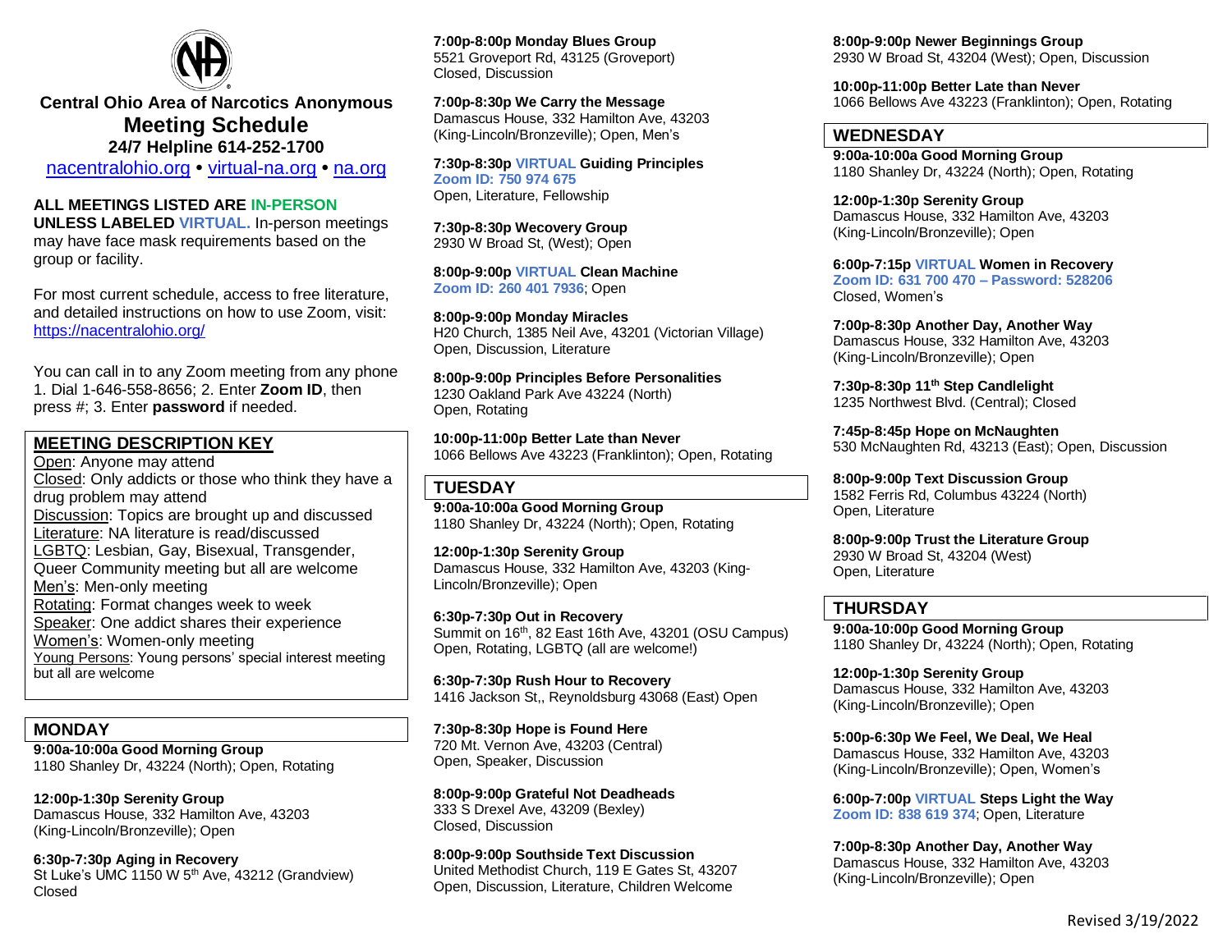**Central Ohio Area of Narcotics Anonymous**

# Meeting Schedule

**24/7 Helpline 614-252-1700**

nacentralohio.org • virtual-na.org • na.org

**ALL MEETINGS LISTED ARE IN-PERSON UNLESS LABELED VIRTUAL.** In-person meetings may have face mask requirements based on the group or facility.

For most current schedule, access to free literature, and detailed instructions on how to use Zoom, visit: https://nacentralohio.org/

You can call in to any Zoom meeting from any phone 1. Dial 1-646-558-8656; 2. Enter **Zoom ID**, then press #; 3. Enter **password** if needed.

## MEETING DESCRIPTION KEY

- Open: Anyone may attend
- Closed: Only addicts or those who think they have a drug problem may attend
- Discussion: Topics are brought up and discussed
- Literature: NA literature is read/discussed
- LGBTQ: Lesbian, Gay, Bisexual, Transgender, Queer Community meeting but all are welcome
- Men's: Men-only meeting
- Rotating: Format changes week to week
- Speaker: One addict shares their experience
- Women's: Women-only meeting
- Young Persons: Young persons' special interest meeting but all are welcome

## MONDAY

**9:00a-10:00a Good Morning Group**
1180 Shanley Dr, 43224 (North); Open, Rotating

**12:00p-1:30p Serenity Group**
Damascus House, 332 Hamilton Ave, 43203 (King-Lincoln/Bronzeville); Open

**6:30p-7:30p Aging in Recovery**
St Luke's UMC 1150 W 5th Ave, 43212 (Grandview)
Closed

**7:00p-8:00p Monday Blues Group**
5521 Groveport Rd, 43125 (Groveport)
Closed, Discussion

**7:00p-8:30p We Carry the Message**
Damascus House, 332 Hamilton Ave, 43203 (King-Lincoln/Bronzeville); Open, Men's

**7:30p-8:30p VIRTUAL Guiding Principles**
**Zoom ID: 750 974 675**
Open, Literature, Fellowship

**7:30p-8:30p Wecovery Group**
2930 W Broad St, (West); Open

**8:00p-9:00p VIRTUAL Clean Machine**
**Zoom ID: 260 401 7936**; Open

**8:00p-9:00p Monday Miracles**
H20 Church, 1385 Neil Ave, 43201 (Victorian Village)
Open, Discussion, Literature

**8:00p-9:00p Principles Before Personalities**
1230 Oakland Park Ave 43224 (North)
Open, Rotating

**10:00p-11:00p Better Late than Never**
1066 Bellows Ave 43223 (Franklinton); Open, Rotating

## TUESDAY

**9:00a-10:00a Good Morning Group**
1180 Shanley Dr, 43224 (North); Open, Rotating

**12:00p-1:30p Serenity Group**
Damascus House, 332 Hamilton Ave, 43203 (King-Lincoln/Bronzeville); Open

**6:30p-7:30p Out in Recovery**
Summit on 16th, 82 East 16th Ave, 43201 (OSU Campus)
Open, Rotating, LGBTQ (all are welcome!)

**6:30p-7:30p Rush Hour to Recovery**
1416 Jackson St,, Reynoldsburg 43068 (East) Open

**7:30p-8:30p Hope is Found Here**
720 Mt. Vernon Ave, 43203 (Central)
Open, Speaker, Discussion

**8:00p-9:00p Grateful Not Deadheads**
333 S Drexel Ave, 43209 (Bexley)
Closed, Discussion

**8:00p-9:00p Southside Text Discussion**
United Methodist Church, 119 E Gates St, 43207
Open, Discussion, Literature, Children Welcome

**8:00p-9:00p Newer Beginnings Group**
2930 W Broad St, 43204 (West); Open, Discussion

**10:00p-11:00p Better Late than Never**
1066 Bellows Ave 43223 (Franklinton); Open, Rotating

## WEDNESDAY

**9:00a-10:00a Good Morning Group**
1180 Shanley Dr, 43224 (North); Open, Rotating

**12:00p-1:30p Serenity Group**
Damascus House, 332 Hamilton Ave, 43203 (King-Lincoln/Bronzeville); Open

**6:00p-7:15p VIRTUAL Women in Recovery**
**Zoom ID: 631 700 470 – Password: 528206**
Closed, Women's

**7:00p-8:30p Another Day, Another Way**
Damascus House, 332 Hamilton Ave, 43203 (King-Lincoln/Bronzeville); Open

**7:30p-8:30p 11th Step Candlelight**
1235 Northwest Blvd. (Central); Closed

**7:45p-8:45p Hope on McNaughten**
530 McNaughten Rd, 43213 (East); Open, Discussion

**8:00p-9:00p Text Discussion Group**
1582 Ferris Rd, Columbus 43224 (North)
Open, Literature

**8:00p-9:00p Trust the Literature Group**
2930 W Broad St, 43204 (West)
Open, Literature

## THURSDAY

**9:00a-10:00p Good Morning Group**
1180 Shanley Dr, 43224 (North); Open, Rotating

**12:00p-1:30p Serenity Group**
Damascus House, 332 Hamilton Ave, 43203 (King-Lincoln/Bronzeville); Open

**5:00p-6:30p We Feel, We Deal, We Heal**
Damascus House, 332 Hamilton Ave, 43203 (King-Lincoln/Bronzeville); Open, Women's

**6:00p-7:00p VIRTUAL Steps Light the Way**
**Zoom ID: 838 619 374**; Open, Literature

**7:00p-8:30p Another Day, Another Way**
Damascus House, 332 Hamilton Ave, 43203 (King-Lincoln/Bronzeville); Open

Revised 3/19/2022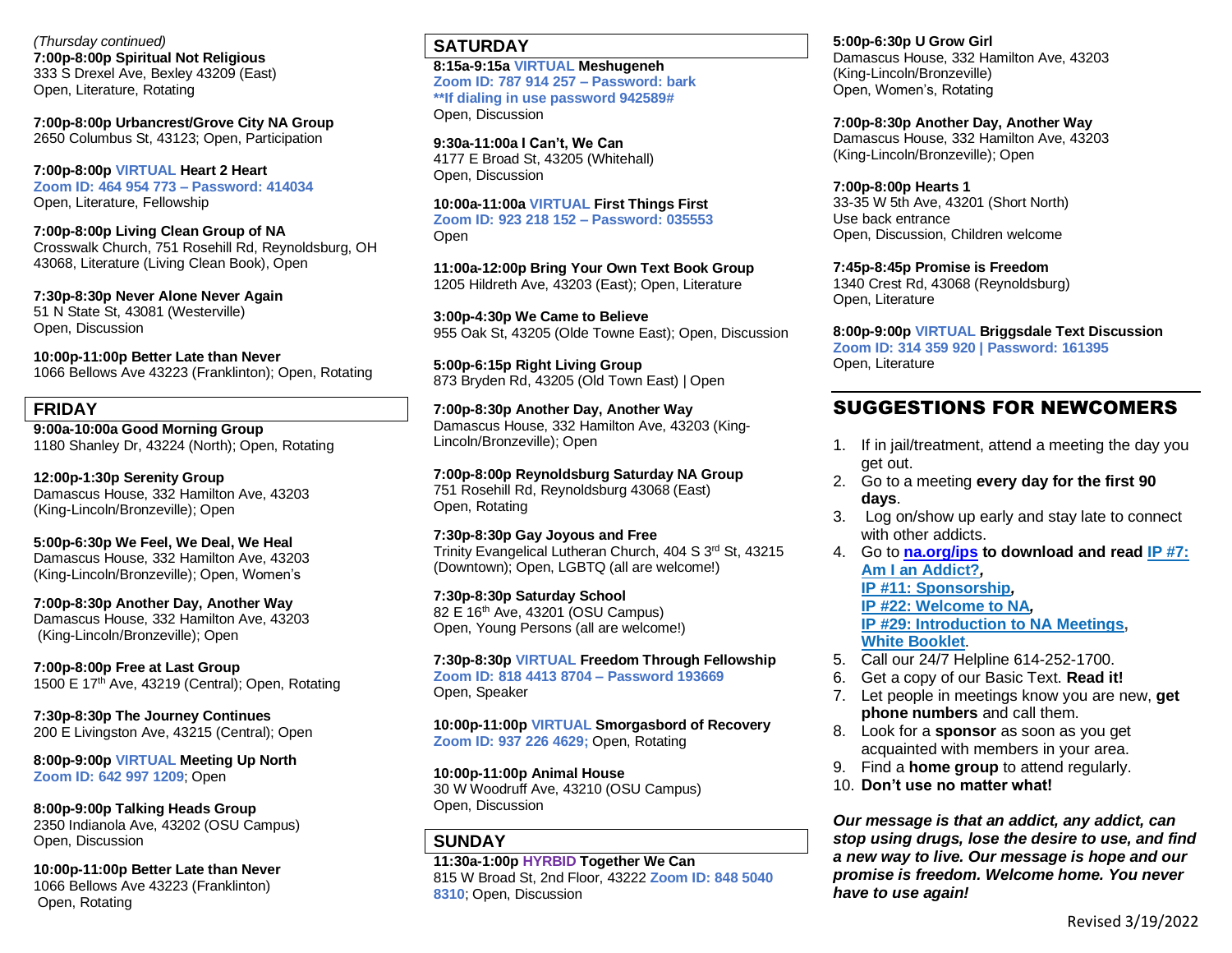*(Thursday continued)*

**7:00p-8:00p Spiritual Not Religious**
333 S Drexel Ave, Bexley 43209 (East)
Open, Literature, Rotating

**7:00p-8:00p Urbancrest/Grove City NA Group**
2650 Columbus St, 43123; Open, Participation

**7:00p-8:00p VIRTUAL Heart 2 Heart**
**Zoom ID: 464 954 773 – Password: 414034**
Open, Literature, Fellowship

**7:00p-8:00p Living Clean Group of NA**
Crosswalk Church, 751 Rosehill Rd, Reynoldsburg, OH 43068, Literature (Living Clean Book), Open

**7:30p-8:30p Never Alone Never Again**
51 N State St, 43081 (Westerville)
Open, Discussion

**10:00p-11:00p Better Late than Never**
1066 Bellows Ave 43223 (Franklinton); Open, Rotating

## FRIDAY

**9:00a-10:00a Good Morning Group**
1180 Shanley Dr, 43224 (North); Open, Rotating

**12:00p-1:30p Serenity Group**
Damascus House, 332 Hamilton Ave, 43203 (King-Lincoln/Bronzeville); Open

**5:00p-6:30p We Feel, We Deal, We Heal**
Damascus House, 332 Hamilton Ave, 43203 (King-Lincoln/Bronzeville); Open, Women's

**7:00p-8:30p Another Day, Another Way**
Damascus House, 332 Hamilton Ave, 43203 (King-Lincoln/Bronzeville); Open

**7:00p-8:00p Free at Last Group**
1500 E 17th Ave, 43219 (Central); Open, Rotating

**7:30p-8:30p The Journey Continues**
200 E Livingston Ave, 43215 (Central); Open

**8:00p-9:00p VIRTUAL Meeting Up North**
**Zoom ID: 642 997 1209**; Open

**8:00p-9:00p Talking Heads Group**
2350 Indianola Ave, 43202 (OSU Campus)
Open, Discussion

**10:00p-11:00p Better Late than Never**
1066 Bellows Ave 43223 (Franklinton)
Open, Rotating

## SATURDAY

**8:15a-9:15a VIRTUAL Meshugeneh**
**Zoom ID: 787 914 257 – Password: bark**
**\*\*If dialing in use password 942589#**
Open, Discussion

**9:30a-11:00a I Can't, We Can**
4177 E Broad St, 43205 (Whitehall)
Open, Discussion

**10:00a-11:00a VIRTUAL First Things First**
**Zoom ID: 923 218 152 – Password: 035553**
Open

**11:00a-12:00p Bring Your Own Text Book Group**
1205 Hildreth Ave, 43203 (East); Open, Literature

**3:00p-4:30p We Came to Believe**
955 Oak St, 43205 (Olde Towne East); Open, Discussion

**5:00p-6:15p Right Living Group**
873 Bryden Rd, 43205 (Old Town East) | Open

**7:00p-8:30p Another Day, Another Way**
Damascus House, 332 Hamilton Ave, 43203 (King-Lincoln/Bronzeville); Open

**7:00p-8:00p Reynoldsburg Saturday NA Group**
751 Rosehill Rd, Reynoldsburg 43068 (East)
Open, Rotating

**7:30p-8:30p Gay Joyous and Free**
Trinity Evangelical Lutheran Church, 404 S 3rd St, 43215 (Downtown); Open, LGBTQ (all are welcome!)

**7:30p-8:30p Saturday School**
82 E 16th Ave, 43201 (OSU Campus)
Open, Young Persons (all are welcome!)

**7:30p-8:30p VIRTUAL Freedom Through Fellowship**
**Zoom ID: 818 4413 8704 – Password 193669**
Open, Speaker

**10:00p-11:00p VIRTUAL Smorgasbord of Recovery**
**Zoom ID: 937 226 4629;** Open, Rotating

**10:00p-11:00p Animal House**
30 W Woodruff Ave, 43210 (OSU Campus)
Open, Discussion

## SUNDAY

**11:30a-1:00p HYRBID Together We Can**
815 W Broad St, 2nd Floor, 43222 **Zoom ID: 848 5040 8310**; Open, Discussion

**5:00p-6:30p U Grow Girl**
Damascus House, 332 Hamilton Ave, 43203 (King-Lincoln/Bronzeville)
Open, Women's, Rotating

**7:00p-8:30p Another Day, Another Way**
Damascus House, 332 Hamilton Ave, 43203 (King-Lincoln/Bronzeville); Open

**7:00p-8:00p Hearts 1**
33-35 W 5th Ave, 43201 (Short North)
Use back entrance
Open, Discussion, Children welcome

**7:45p-8:45p Promise is Freedom**
1340 Crest Rd, 43068 (Reynoldsburg)
Open, Literature

**8:00p-9:00p VIRTUAL Briggsdale Text Discussion**
**Zoom ID: 314 359 920 | Password: 161395**
Open, Literature

## SUGGESTIONS FOR NEWCOMERS

1. If in jail/treatment, attend a meeting the day you get out.
2. Go to a meeting **every day for the first 90 days**.
3. Log on/show up early and stay late to connect with other addicts.
4. Go to **na.org/ips to download and read IP #7: Am I an Addict?, IP #11: Sponsorship, IP #22: Welcome to NA, IP #29: Introduction to NA Meetings, White Booklet**.
5. Call our 24/7 Helpline 614-252-1700.
6. Get a copy of our Basic Text. **Read it!**
7. Let people in meetings know you are new, **get phone numbers** and call them.
8. Look for a **sponsor** as soon as you get acquainted with members in your area.
9. Find a **home group** to attend regularly.
10. **Don't use no matter what!**

***Our message is that an addict, any addict, can stop using drugs, lose the desire to use, and find a new way to live. Our message is hope and our promise is freedom. Welcome home. You never have to use again!***

Revised 3/19/2022